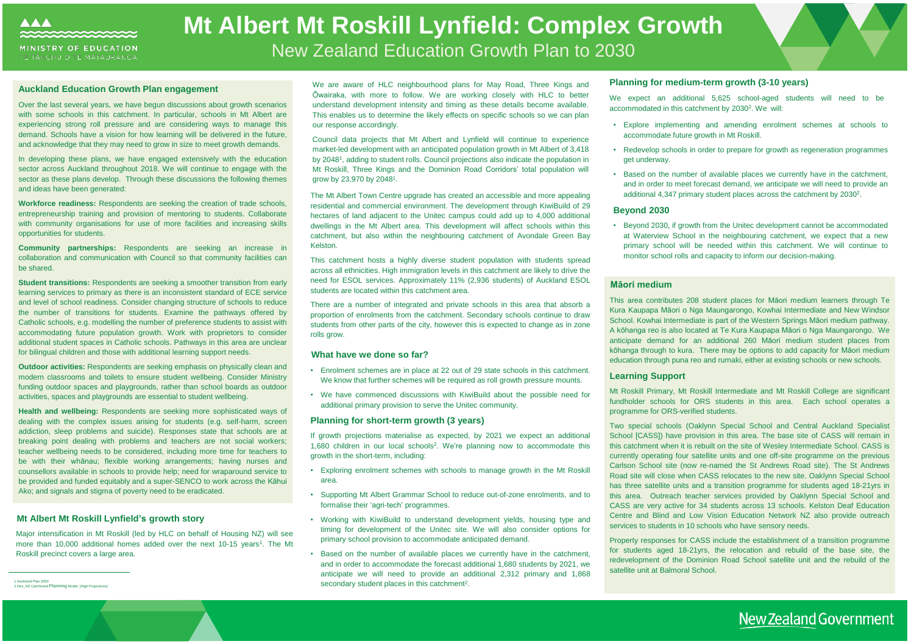# Mt Albert Mt Roskill Lynfield: Complex Growth

New Zealand Education Growth Plan to 2030

## Auckland Education Growth Plan engagement

Over the last several years, we have begun discussions about growth scenarios with some schools in this catchment. In particular, schools in Mt Albert are experiencing strong roll pressure and are considering ways to manage this demand. Schools have a vision for how learning will be delivered in the future, and acknowledge that they may need to grow in size to meet growth demands.

In developing these plans, we have engaged extensively with the education sector across Auckland throughout 2018. We will continue to engage with the sector as these plans develop. Through these discussions the following themes and ideas have been generated:

**Workforce readiness:** Respondents are seeking the creation of trade schools, entrepreneurship training and provision of mentoring to students. Collaborate with community organisations for use of more facilities and increasing skills opportunities for students.

**Community partnerships:** Respondents are seeking an increase in collaboration and communication with Council so that community facilities can be shared.

**Student transitions:** Respondents are seeking a smoother transition from early learning services to primary as there is an inconsistent standard of ECE service and level of school readiness. Consider changing structure of schools to reduce the number of transitions for students. Examine the pathways offered by Catholic schools, e.g. modelling the number of preference students to assist with accommodating future population growth. Work with proprietors to consider additional student spaces in Catholic schools. Pathways in this area are unclear for bilingual children and those with additional learning support needs.

**Outdoor activities:** Respondents are seeking emphasis on physically clean and modern classrooms and toilets to ensure student wellbeing. Consider Ministry funding outdoor spaces and playgrounds, rather than school boards as outdoor activities, spaces and playgrounds are essential to student wellbeing.

**Health and wellbeing:** Respondents are seeking more sophisticated ways of dealing with the complex issues arising for students (e.g. self-harm, screen addiction, sleep problems and suicide). Responses state that schools are at breaking point dealing with problems and teachers are not social workers; teacher wellbeing needs to be considered, including more time for teachers to be with their whānau; flexible working arrangements; having nurses and counsellors available in schools to provide help; need for wraparound service to be provided and funded equitably and a super-SENCO to work across the Kāhui Ako; and signals and stigma of poverty need to be eradicated.

## Mt Albert Mt Roskill Lynfield's growth story

Major intensification in Mt Roskill (led by HLC on behalf of Housing NZ) will see more than 10,000 additional homes added over the next 10-15 years[1]. The Mt Roskill precinct covers a large area.

We are aware of HLC neighbourhood plans for May Road, Three Kings and Ōwairaka, with more to follow. We are working closely with HLC to better understand development intensity and timing as these details become available. This enables us to determine the likely effects on specific schools so we can plan our response accordingly.

Council data projects that Mt Albert and Lynfield will continue to experience market-led development with an anticipated population growth in Mt Albert of 3,418 by 2048[1], adding to student rolls. Council projections also indicate the population in Mt Roskill, Three Kings and the Dominion Road Corridors' total population will grow by 23,970 by 2048[1].

The Mt Albert Town Centre upgrade has created an accessible and more appealing residential and commercial environment. The development through KiwiBuild of 29 hectares of land adjacent to the Unitec campus could add up to 4,000 additional dwellings in the Mt Albert area. This development will affect schools within this catchment, but also within the neighbouring catchment of Avondale Green Bay Kelston.

This catchment hosts a highly diverse student population with students spread across all ethnicities. High immigration levels in this catchment are likely to drive the need for ESOL services. Approximately 11% (2,936 students) of Auckland ESOL students are located within this catchment area.

There are a number of integrated and private schools in this area that absorb a proportion of enrolments from the catchment. Secondary schools continue to draw students from other parts of the city, however this is expected to change as in zone rolls grow.

### What have we done so far?

- Enrolment schemes are in place at 22 out of 29 state schools in this catchment. We know that further schemes will be required as roll growth pressure mounts.
- We have commenced discussions with KiwiBuild about the possible need for additional primary provision to serve the Unitec community.

### Planning for short-term growth (3 years)

If growth projections materialise as expected, by 2021 we expect an additional 1,680 children in our local schools[2]. We're planning now to accommodate this growth in the short-term, including:

- Exploring enrolment schemes with schools to manage growth in the Mt Roskill area.
- Supporting Mt Albert Grammar School to reduce out-of-zone enrolments, and to formalise their 'agri-tech' programmes.
- Working with KiwiBuild to understand development yields, housing type and timing for development of the Unitec site. We will also consider options for primary school provision to accommodate anticipated demand.
- Based on the number of available places we currently have in the catchment, and in order to accommodate the forecast additional 1,680 students by 2021, we anticipate we will need to provide an additional 2,312 primary and 1,868 secondary student places in this catchment[2].

### Planning for medium-term growth (3-10 years)

We expect an additional 5,625 school-aged students will need to be accommodated in this catchment by 2030[2]. We will:

- Explore implementing and amending enrolment schemes at schools to accommodate future growth in Mt Roskill.
- Redevelop schools in order to prepare for growth as regeneration programmes get underway.
- Based on the number of available places we currently have in the catchment, and in order to meet forecast demand, we anticipate we will need to provide an additional 4,347 primary student places across the catchment by 2030[2].

### Beyond 2030

- Beyond 2030, if growth from the Unitec development cannot be accommodated at Waterview School in the neighbouring catchment, we expect that a new primary school will be needed within this catchment. We will continue to monitor school rolls and capacity to inform our decision-making.

## Māori medium

This area contributes 208 student places for Māori medium learners through Te Kura Kaupapa Māori o Nga Maungarongo, Kowhai Intermediate and New Windsor School. Kowhai Intermediate is part of the Western Springs Māori medium pathway. A kōhanga reo is also located at Te Kura Kaupapa Māori o Nga Maungarongo. We anticipate demand for an additional 260 Māori medium student places from kōhanga through to kura. There may be options to add capacity for Māori medium education through puna reo and rumaki, either at existing schools or new schools.

## Learning Support

Mt Roskill Primary, Mt Roskill Intermediate and Mt Roskill College are significant fundholder schools for ORS students in this area. Each school operates a programme for ORS-verified students.

Two special schools (Oaklynn Special School and Central Auckland Specialist School [CASS]) have provision in this area. The base site of CASS will remain in this catchment when it is rebuilt on the site of Wesley Intermediate School. CASS is currently operating four satellite units and one off-site programme on the previous Carlson School site (now re-named the St Andrews Road site). The St Andrews Road site will close when CASS relocates to the new site. Oaklynn Special School has three satellite units and a transition programme for students aged 18-21yrs in this area. Outreach teacher services provided by Oaklynn Special School and CASS are very active for 34 students across 13 schools. Kelston Deaf Education Centre and Blind and Low Vision Education Network NZ also provide outreach services to students in 10 schools who have sensory needs.

Property responses for CASS include the establishment of a transition programme for students aged 18-21yrs, the relocation and rebuild of the base site, the redevelopment of the Dominion Road School satellite unit and the rebuild of the satellite unit at Balmoral School.

---

1 Auckland Plan 2050
2 Dev_NZ Catchment Planning Model (High Projections)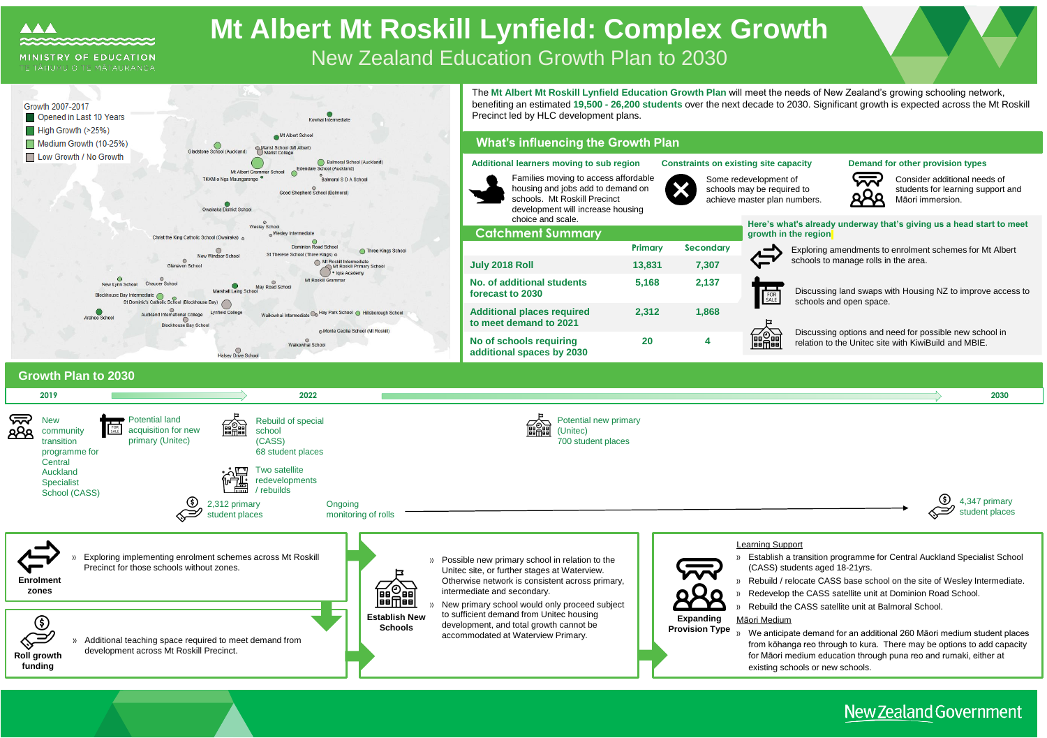MINISTRY OF EDUCATION
TE TĀHUHU O TE MĀTAURANGA

# Mt Albert Mt Roskill Lynfield: Complex Growth

## New Zealand Education Growth Plan to 2030

Growth 2007-2017
- Opened in Last 10 Years
- High Growth (>25%)
- Medium Growth (10-25%)
- Low Growth / No Growth

Kowhai Intermediate, Mt Albert School, Gladstone School (Auckland), Marist School (Mt Albert), Marist College, Balmoral School (Auckland), Mt Albert Grammar School, Edendale School (Auckland), TKKM o Nga Maungarongo, Balmoral S D A School, Good Shepherd School (Balmoral), Owairaka District School, Wesley School, Wesley Intermediate, Christ the King Catholic School (Owairaka), Dominion Road School, Three Kings School, New Windsor School, St Therese School (Three Kings), Glenavon School, Mt Roskill Intermediate, Mt Roskill Primary School, Iqra Academy, Mt Roskill Grammar, New Lynn School, Chaucer School, May Road School, Marshall Laing School, Blockhouse Bay Intermediate, St Dominic's Catholic School (Blockhouse Bay), Arahoe School, Auckland International College, Lynfield College, Waikowhai Intermediate, Hay Park School, Hillsborough School, Blockhouse Bay School, Monte Cecilia School (Mt Roskill), Waikowhai School, Halsey Drive School

The **Mt Albert Mt Roskill Lynfield Education Growth Plan** will meet the needs of New Zealand's growing schooling network, benefiting an estimated **19,500 - 26,200 students** over the next decade to 2030. Significant growth is expected across the Mt Roskill Precinct led by HLC development plans.

### What's influencing the Growth Plan

**Additional learners moving to sub region**

Families moving to access affordable housing and jobs add to demand on schools. Mt Roskill Precinct development will increase housing choice and scale.

**Constraints on existing site capacity**

Some redevelopment of schools may be required to achieve master plan numbers.

**Demand for other provision types**

Consider additional needs of students for learning support and Māori immersion.

### Catchment Summary

| | Primary | Secondary |
|---|---|---|
| July 2018 Roll | 13,831 | 7,307 |
| No. of additional students forecast to 2030 | 5,168 | 2,137 |
| Additional places required to meet demand to 2021 | 2,312 | 1,868 |
| No of schools requiring additional spaces by 2030 | 20 | 4 |

**Here's what's already underway that's giving us a head start to meet growth in the region**

- Exploring amendments to enrolment schemes for Mt Albert schools to manage rolls in the area.
- Discussing land swaps with Housing NZ to improve access to schools and open space.
- Discussing options and need for possible new school in relation to the Unitec site with KiwiBuild and MBIE.

### Growth Plan to 2030

2019 → 2022 → 2030

- New community transition programme for Central Auckland Specialist School (CASS)
- Potential land acquisition for new primary (Unitec)
- Rebuild of special school (CASS) 68 student places
- Two satellite redevelopments / rebuilds
- 2,312 primary student places
- Ongoing monitoring of rolls
- Potential new primary (Unitec) 700 student places
- 4,347 primary student places

**Enrolment zones**

» Exploring implementing enrolment schemes across Mt Roskill Precinct for those schools without zones.

**Roll growth funding**

» Additional teaching space required to meet demand from development across Mt Roskill Precinct.

**Establish New Schools**

» Possible new primary school in relation to the Unitec site, or further stages at Waterview. Otherwise network is consistent across primary, intermediate and secondary.

» New primary school would only proceed subject to sufficient demand from Unitec housing development, and total growth cannot be accommodated at Waterview Primary.

**Expanding Provision Type**

Learning Support

» Establish a transition programme for Central Auckland Specialist School (CASS) students aged 18-21yrs.

» Rebuild / relocate CASS base school on the site of Wesley Intermediate.

» Redevelop the CASS satellite unit at Dominion Road School.

» Rebuild the CASS satellite unit at Balmoral School.

Māori Medium

» We anticipate demand for an additional 260 Māori medium student places from kōhanga reo through to kura. There may be options to add capacity for Māori medium education through puna reo and rumaki, either at existing schools or new schools.

New Zealand Government